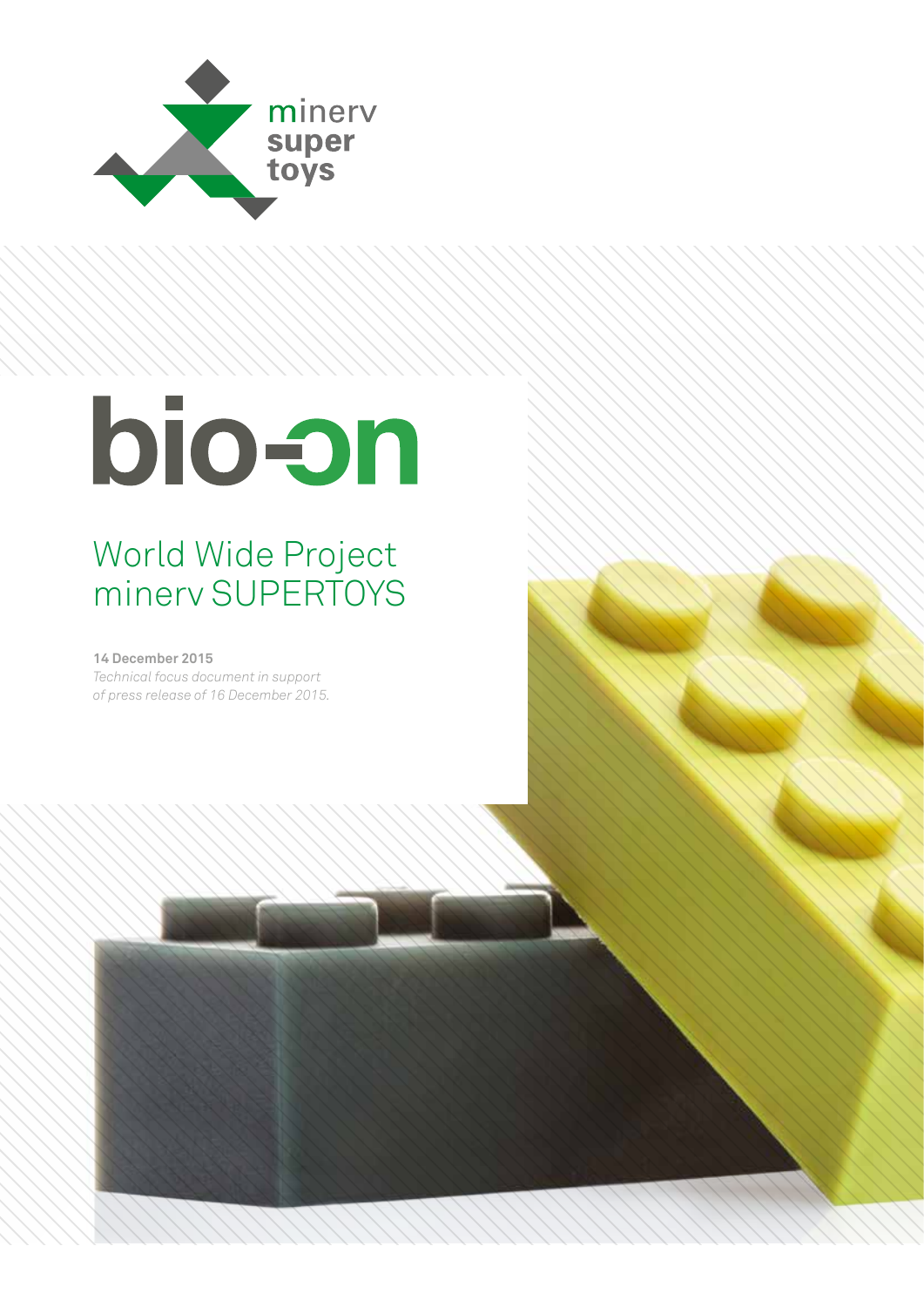minerv super toys

# bio-on

## World Wide Project minerv SUPERTOYS

**14 December 2015**

*Technical focus document in support of press release of 16 December 2015.*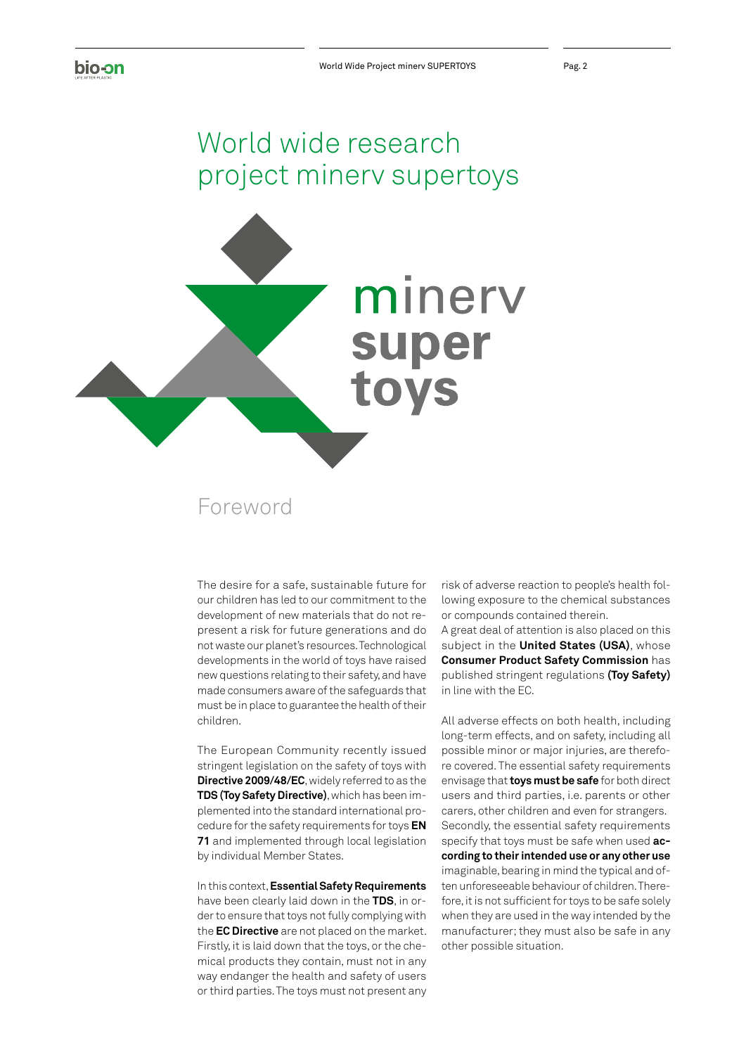# World wide research project minerv supertoys

minerv
**super**
**toys**

## Foreword

The desire for a safe, sustainable future for our children has led to our commitment to the development of new materials that do not represent a risk for future generations and do not waste our planet's resources. Technological developments in the world of toys have raised new questions relating to their safety, and have made consumers aware of the safeguards that must be in place to guarantee the health of their children.

The European Community recently issued stringent legislation on the safety of toys with **Directive 2009/48/EC**, widely referred to as the **TDS (Toy Safety Directive)**, which has been implemented into the standard international procedure for the safety requirements for toys **EN 71** and implemented through local legislation by individual Member States.

In this context, **Essential Safety Requirements** have been clearly laid down in the **TDS**, in order to ensure that toys not fully complying with the **EC Directive** are not placed on the market. Firstly, it is laid down that the toys, or the chemical products they contain, must not in any way endanger the health and safety of users or third parties. The toys must not present any risk of adverse reaction to people's health following exposure to the chemical substances or compounds contained therein.
A great deal of attention is also placed on this subject in the **United States (USA)**, whose **Consumer Product Safety Commission** has published stringent regulations **(Toy Safety)** in line with the EC.

All adverse effects on both health, including long-term effects, and on safety, including all possible minor or major injuries, are therefore covered. The essential safety requirements envisage that **toys must be safe** for both direct users and third parties, i.e. parents or other carers, other children and even for strangers. Secondly, the essential safety requirements specify that toys must be safe when used **according to their intended use or any other use** imaginable, bearing in mind the typical and often unforeseeable behaviour of children. Therefore, it is not sufficient for toys to be safe solely when they are used in the way intended by the manufacturer; they must also be safe in any other possible situation.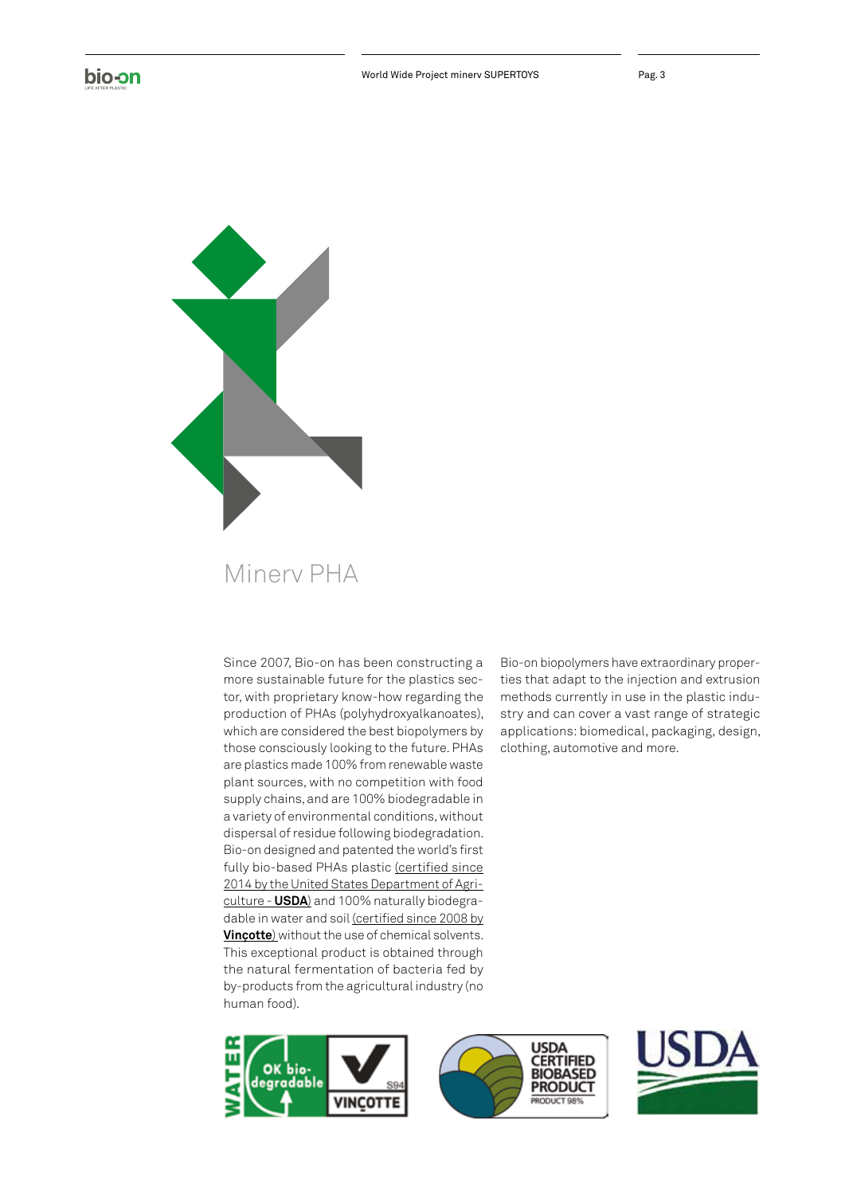# Minerv PHA

Since 2007, Bio-on has been constructing a more sustainable future for the plastics sector, with proprietary know-how regarding the production of PHAs (polyhydroxyalkanoates), which are considered the best biopolymers by those consciously looking to the future. PHAs are plastics made 100% from renewable waste plant sources, with no competition with food supply chains, and are 100% biodegradable in a variety of environmental conditions, without dispersal of residue following biodegradation. Bio-on designed and patented the world's first fully bio-based PHAs plastic (certified since 2014 by the United States Department of Agriculture - **USDA**) and 100% naturally biodegradable in water and soil (certified since 2008 by **Vinçotte**) without the use of chemical solvents. This exceptional product is obtained through the natural fermentation of bacteria fed by by-products from the agricultural industry (no human food).

Bio-on biopolymers have extraordinary properties that adapt to the injection and extrusion methods currently in use in the plastic industry and can cover a vast range of strategic applications: biomedical, packaging, design, clothing, automotive and more.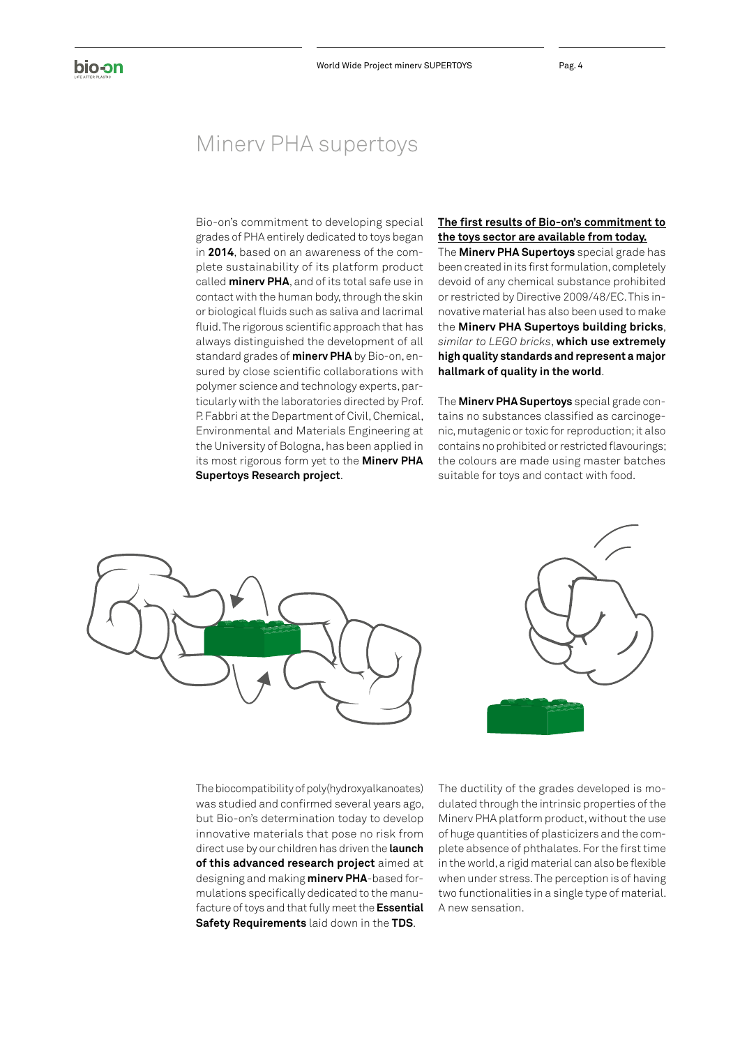# Minerv PHA supertoys

Bio-on's commitment to developing special grades of PHA entirely dedicated to toys began in **2014**, based on an awareness of the complete sustainability of its platform product called **minerv PHA**, and of its total safe use in contact with the human body, through the skin or biological fluids such as saliva and lacrimal fluid. The rigorous scientific approach that has always distinguished the development of all standard grades of **minerv PHA** by Bio-on, ensured by close scientific collaborations with polymer science and technology experts, particularly with the laboratories directed by Prof. P. Fabbri at the Department of Civil, Chemical, Environmental and Materials Engineering at the University of Bologna, has been applied in its most rigorous form yet to the **Minerv PHA Supertoys Research project**.

**The first results of Bio-on's commitment to the toys sector are available from today.**
The **Minerv PHA Supertoys** special grade has been created in its first formulation, completely devoid of any chemical substance prohibited or restricted by Directive 2009/48/EC. This innovative material has also been used to make the **Minerv PHA Supertoys building bricks**, *similar to LEGO bricks*, **which use extremely high quality standards and represent a major hallmark of quality in the world**.

The **Minerv PHA Supertoys** special grade contains no substances classified as carcinogenic, mutagenic or toxic for reproduction; it also contains no prohibited or restricted flavourings; the colours are made using master batches suitable for toys and contact with food.

The biocompatibility of poly(hydroxyalkanoates) was studied and confirmed several years ago, but Bio-on's determination today to develop innovative materials that pose no risk from direct use by our children has driven the **launch of this advanced research project** aimed at designing and making **minerv PHA**-based formulations specifically dedicated to the manufacture of toys and that fully meet the **Essential Safety Requirements** laid down in the **TDS**.

The ductility of the grades developed is modulated through the intrinsic properties of the Minerv PHA platform product, without the use of huge quantities of plasticizers and the complete absence of phthalates. For the first time in the world, a rigid material can also be flexible when under stress. The perception is of having two functionalities in a single type of material. A new sensation.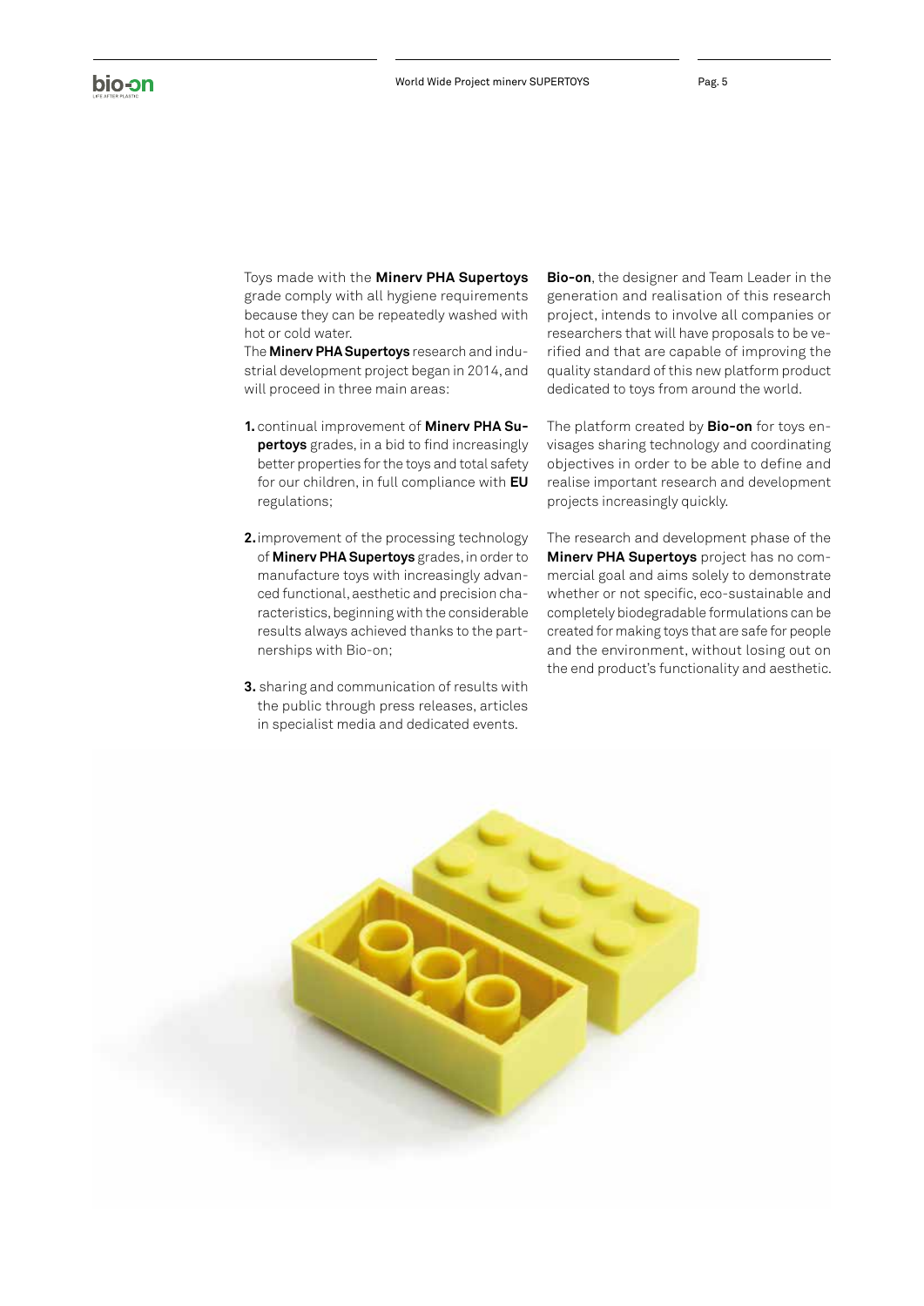Toys made with the **Minerv PHA Supertoys** grade comply with all hygiene requirements because they can be repeatedly washed with hot or cold water.

The **Minerv PHA Supertoys** research and industrial development project began in 2014, and will proceed in three main areas:

1. continual improvement of **Minerv PHA Supertoys** grades, in a bid to find increasingly better properties for the toys and total safety for our children, in full compliance with **EU** regulations;
2. improvement of the processing technology of **Minerv PHA Supertoys** grades, in order to manufacture toys with increasingly advanced functional, aesthetic and precision characteristics, beginning with the considerable results always achieved thanks to the partnerships with Bio-on;
3. sharing and communication of results with the public through press releases, articles in specialist media and dedicated events.

**Bio-on**, the designer and Team Leader in the generation and realisation of this research project, intends to involve all companies or researchers that will have proposals to be verified and that are capable of improving the quality standard of this new platform product dedicated to toys from around the world.

The platform created by **Bio-on** for toys envisages sharing technology and coordinating objectives in order to be able to define and realise important research and development projects increasingly quickly.

The research and development phase of the **Minerv PHA Supertoys** project has no commercial goal and aims solely to demonstrate whether or not specific, eco-sustainable and completely biodegradable formulations can be created for making toys that are safe for people and the environment, without losing out on the end product's functionality and aesthetic.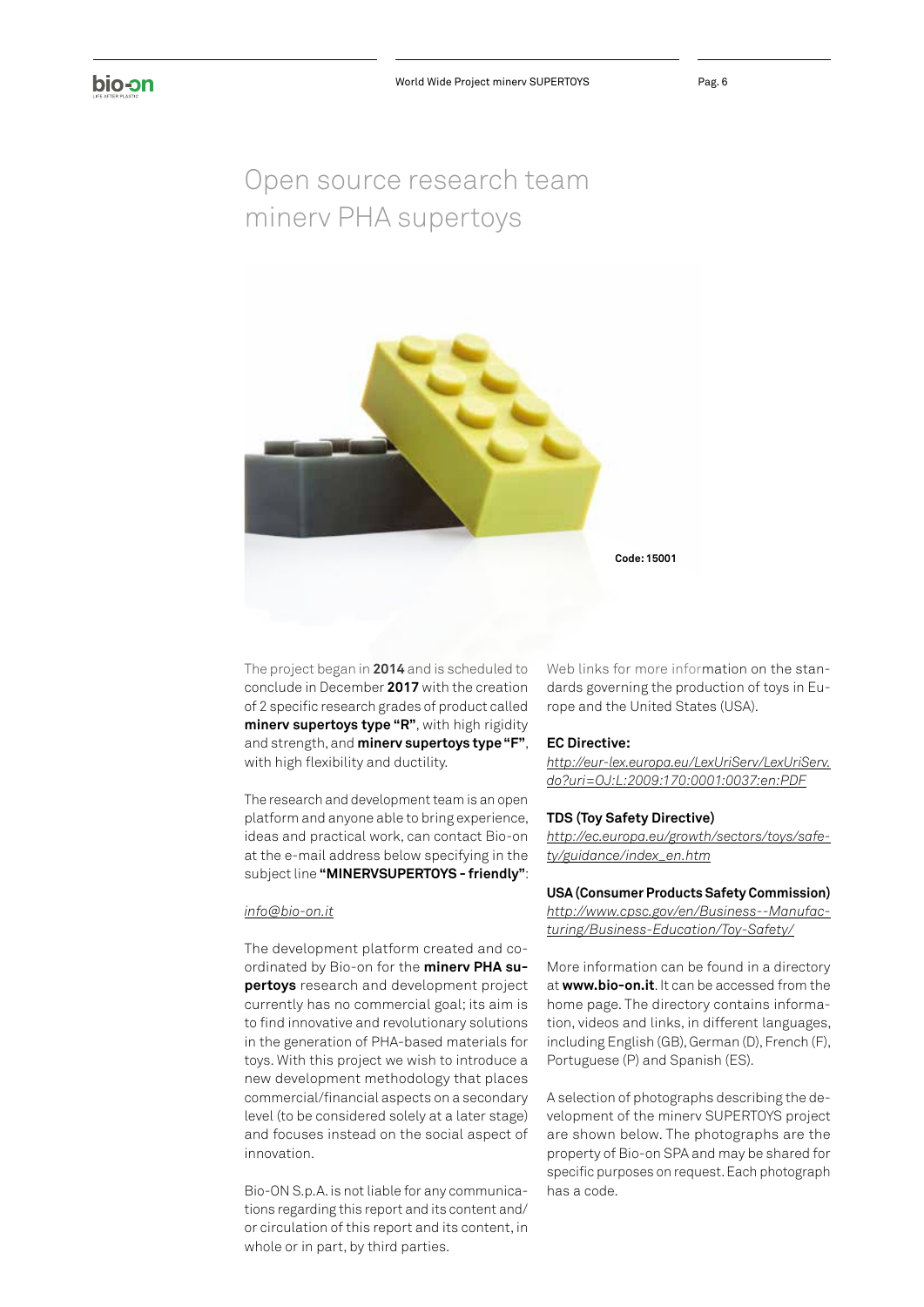# Open source research team minerv PHA supertoys

Code: 15001

The project began in **2014** and is scheduled to conclude in December **2017** with the creation of 2 specific research grades of product called **minerv supertoys type "R"**, with high rigidity and strength, and **minerv supertoys type "F"**, with high flexibility and ductility.

The research and development team is an open platform and anyone able to bring experience, ideas and practical work, can contact Bio-on at the e-mail address below specifying in the subject line **"MINERVSUPERTOYS - friendly"**:

*info@bio-on.it*

The development platform created and coordinated by Bio-on for the **minerv PHA supertoys** research and development project currently has no commercial goal; its aim is to find innovative and revolutionary solutions in the generation of PHA-based materials for toys. With this project we wish to introduce a new development methodology that places commercial/financial aspects on a secondary level (to be considered solely at a later stage) and focuses instead on the social aspect of innovation.

Bio-ON S.p.A. is not liable for any communications regarding this report and its content and/or circulation of this report and its content, in whole or in part, by third parties.

Web links for more information on the standards governing the production of toys in Europe and the United States (USA).

**EC Directive:**
*http://eur-lex.europa.eu/LexUriServ/LexUriServ.do?uri=OJ:L:2009:170:0001:0037:en:PDF*

**TDS (Toy Safety Directive)**
*http://ec.europa.eu/growth/sectors/toys/safety/guidance/index_en.htm*

**USA (Consumer Products Safety Commission)**
*http://www.cpsc.gov/en/Business--Manufacturing/Business-Education/Toy-Safety/*

More information can be found in a directory at **www.bio-on.it**. It can be accessed from the home page. The directory contains information, videos and links, in different languages, including English (GB), German (D), French (F), Portuguese (P) and Spanish (ES).

A selection of photographs describing the development of the minerv SUPERTOYS project are shown below. The photographs are the property of Bio-on SPA and may be shared for specific purposes on request. Each photograph has a code.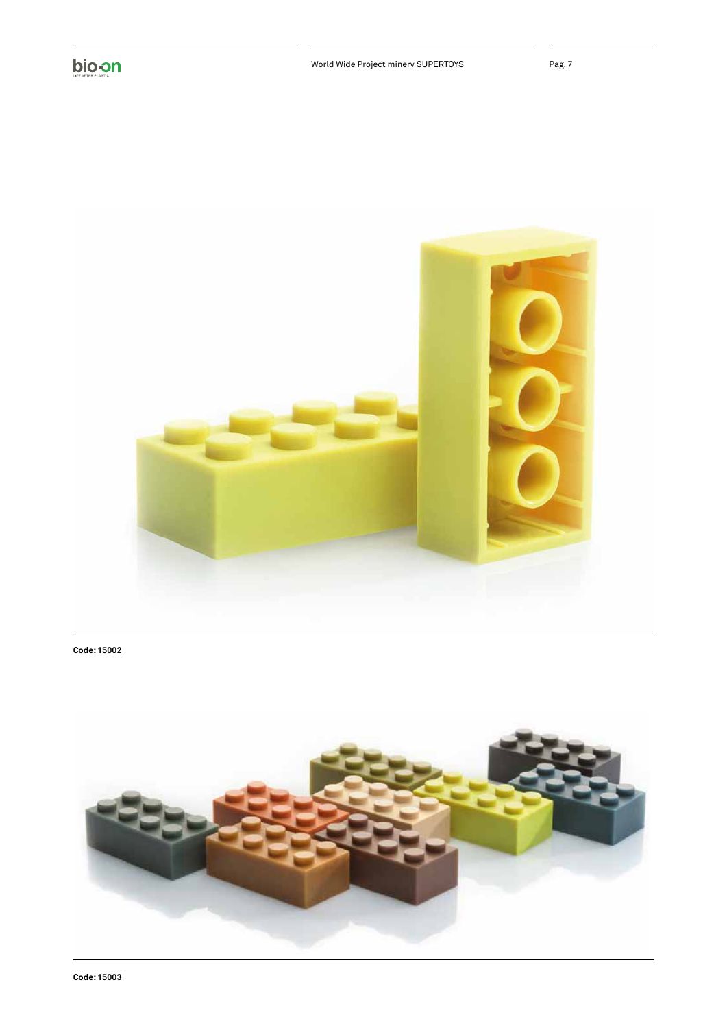Code: 15002

Code: 15003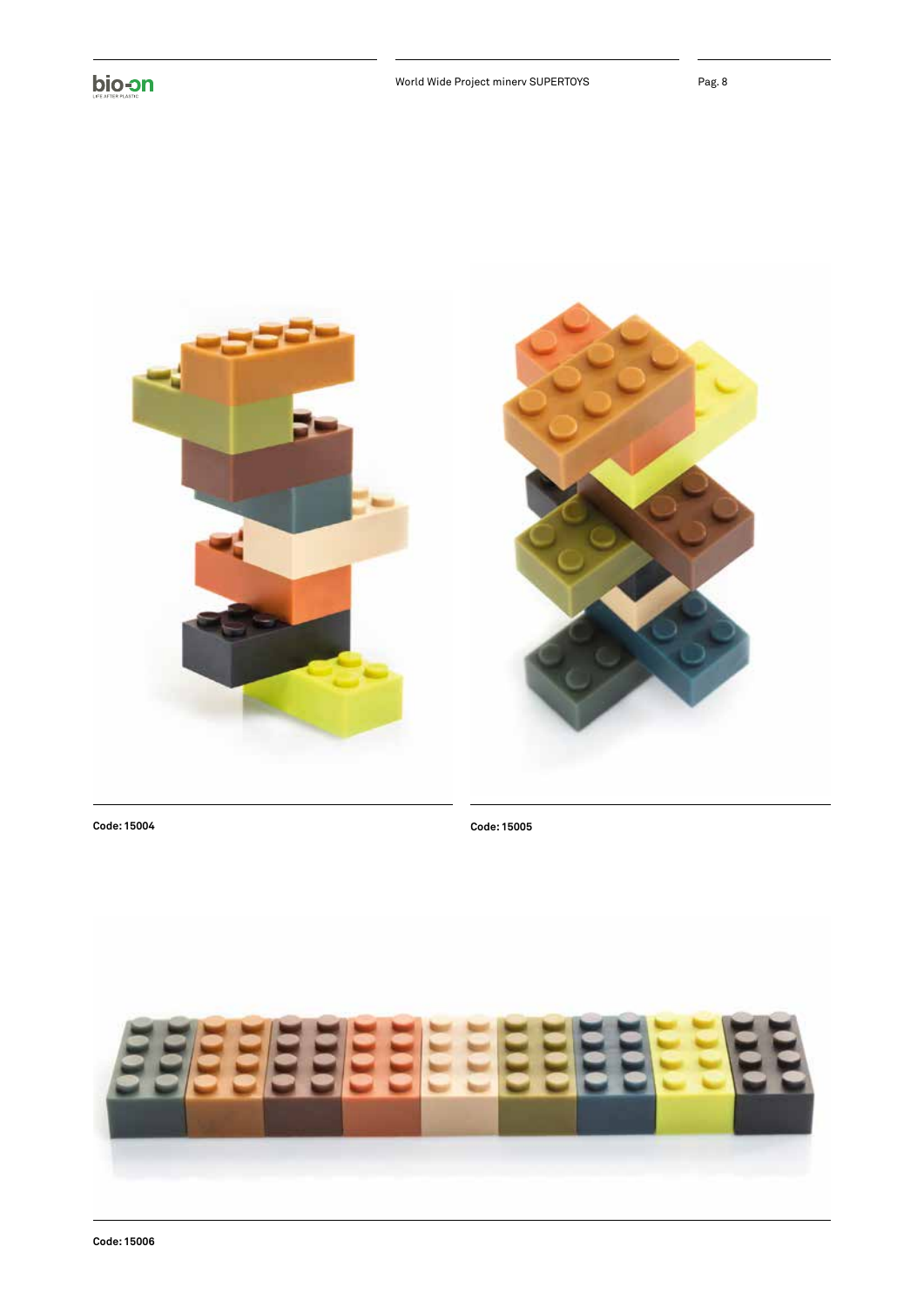Code: 15004

Code: 15005

Code: 15006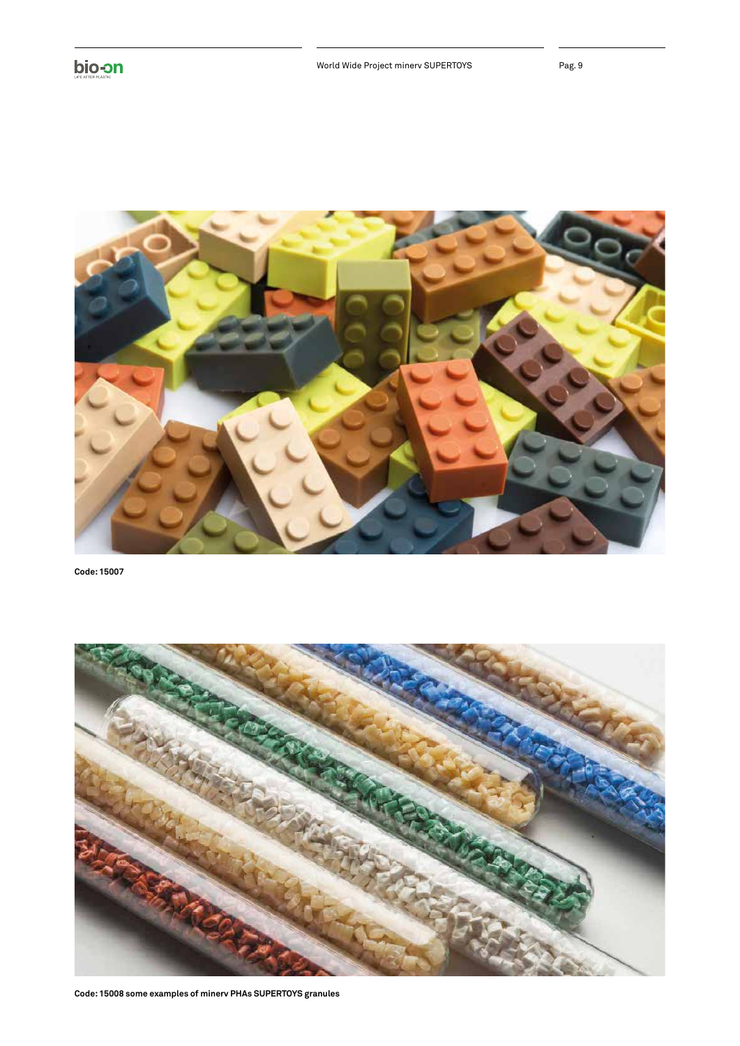Code: 15007

Code: 15008 some examples of minerv PHAs SUPERTOYS granules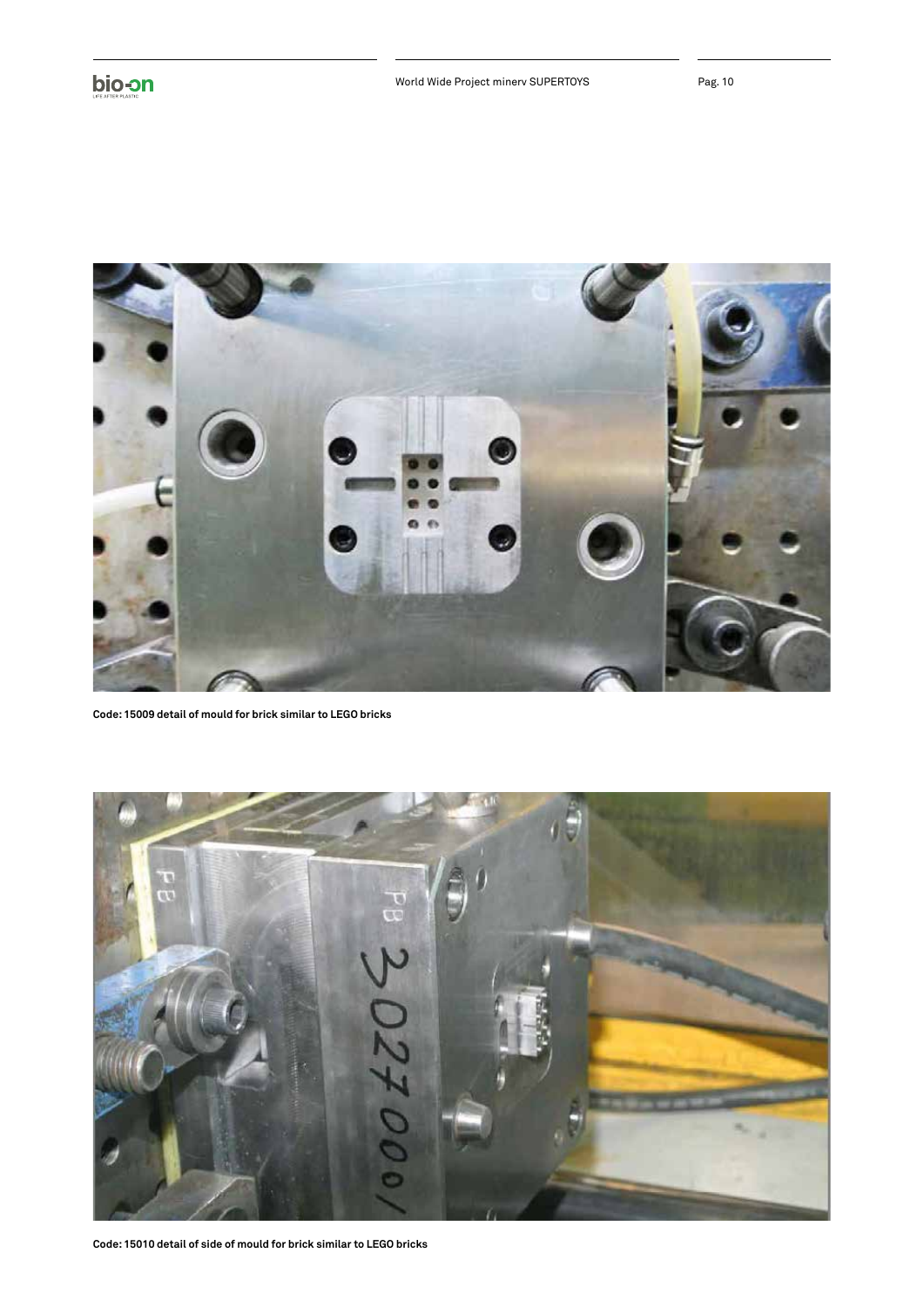Code: 15009 detail of mould for brick similar to LEGO bricks

Code: 15010 detail of side of mould for brick similar to LEGO bricks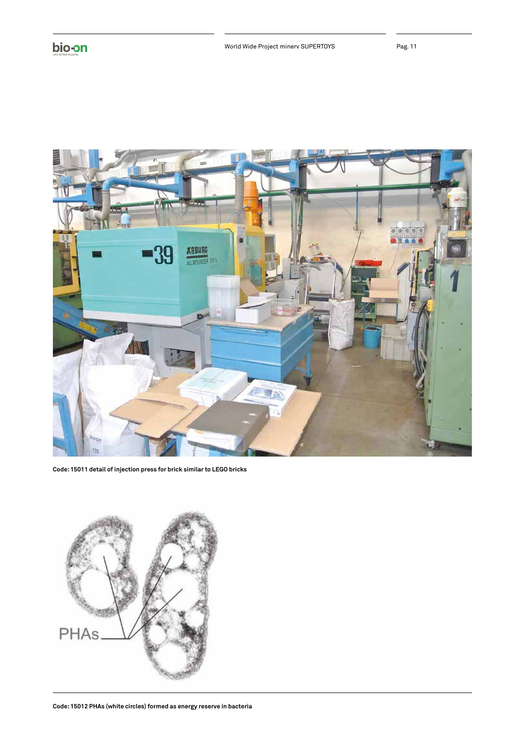Code: 15011 detail of injection press for brick similar to LEGO bricks

Code: 15012 PHAs (white circles) formed as energy reserve in bacteria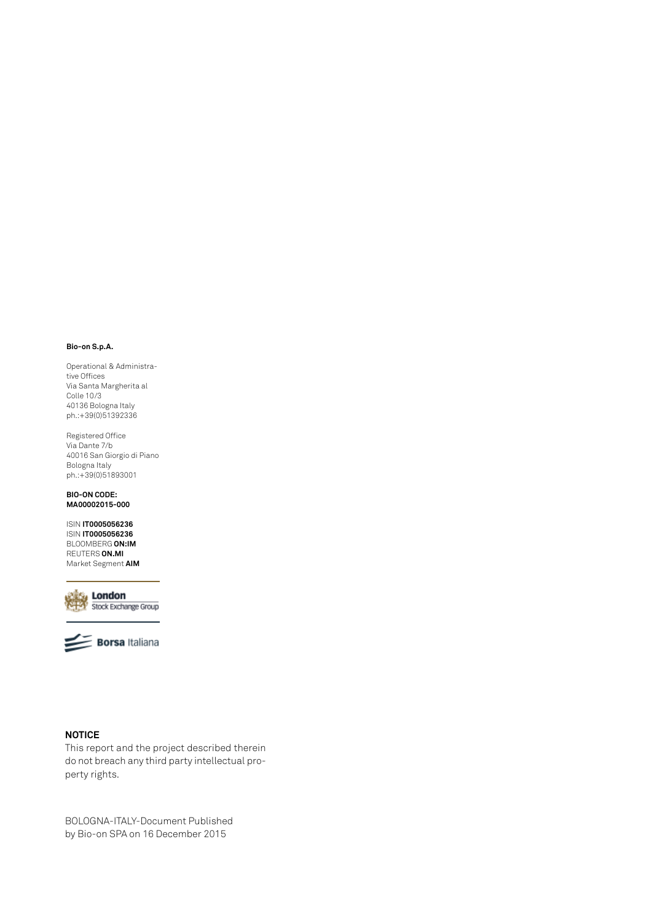**Bio-on S.p.A.**

Operational & Administrative Offices
Via Santa Margherita al Colle 10/3
40136 Bologna Italy
ph.:+39(0)51392336

Registered Office
Via Dante 7/b
40016 San Giorgio di Piano
Bologna Italy
ph.:+39(0)51893001

**BIO-ON CODE:**
**MA00002015-000**

ISIN **IT0005056236**
ISIN **IT0005056236**
BLOOMBERG **ON:IM**
REUTERS **ON.MI**
Market Segment **AIM**

London Stock Exchange Group

Borsa Italiana

**NOTICE**
This report and the project described therein do not breach any third party intellectual property rights.

BOLOGNA-ITALY-Document Published by Bio-on SPA on 16 December 2015